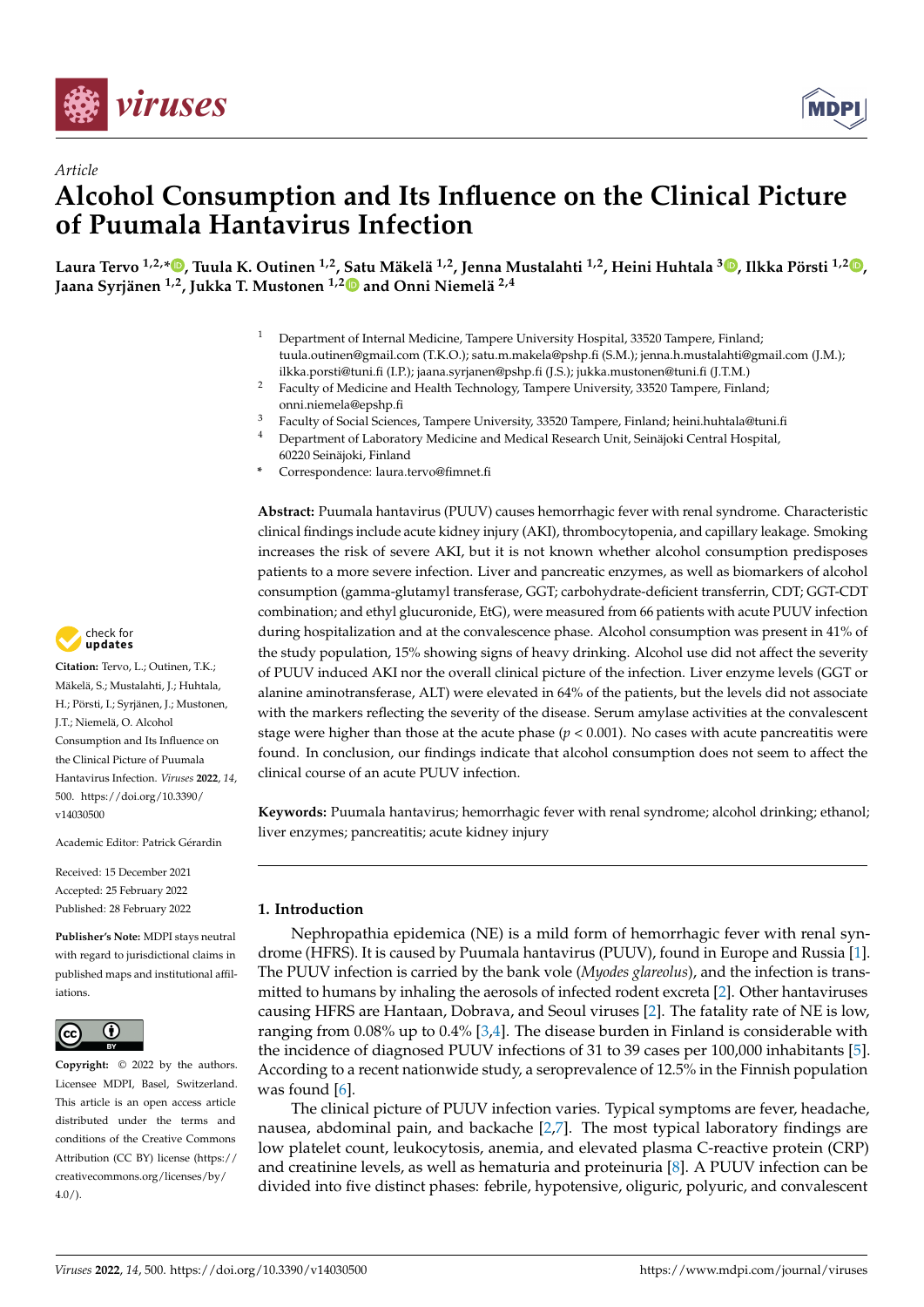Article

# Alcohol Consumption and Its Influence on the Clinical Picture of Puumala Hantavirus Infection

**Laura Tervo [1,2,*], Tuula K. Outinen [1,2], Satu Mäkelä [1,2], Jenna Mustalahti [1,2], Heini Huhtala [3], Ilkka Pörsti [1,2], Jaana Syrjänen [1,2], Jukka T. Mustonen [1,2] and Onni Niemelä [2,4]**

[1] Department of Internal Medicine, Tampere University Hospital, 33520 Tampere, Finland; tuula.outinen@gmail.com (T.K.O.); satu.m.makela@pshp.fi (S.M.); jenna.h.mustalahti@gmail.com (J.M.); ilkka.porsti@tuni.fi (I.P.); jaana.syrjanen@pshp.fi (J.S.); jukka.mustonen@tuni.fi (J.T.M.)

[2] Faculty of Medicine and Health Technology, Tampere University, 33520 Tampere, Finland; onni.niemela@epshp.fi

[3] Faculty of Social Sciences, Tampere University, 33520 Tampere, Finland; heini.huhtala@tuni.fi

[4] Department of Laboratory Medicine and Medical Research Unit, Seinäjoki Central Hospital, 60220 Seinäjoki, Finland

\* Correspondence: laura.tervo@fimnet.fi

**Abstract:** Puumala hantavirus (PUUV) causes hemorrhagic fever with renal syndrome. Characteristic clinical findings include acute kidney injury (AKI), thrombocytopenia, and capillary leakage. Smoking increases the risk of severe AKI, but it is not known whether alcohol consumption predisposes patients to a more severe infection. Liver and pancreatic enzymes, as well as biomarkers of alcohol consumption (gamma-glutamyl transferase, GGT; carbohydrate-deficient transferrin, CDT; GGT-CDT combination; and ethyl glucuronide, EtG), were measured from 66 patients with acute PUUV infection during hospitalization and at the convalescence phase. Alcohol consumption was present in 41% of the study population, 15% showing signs of heavy drinking. Alcohol use did not affect the severity of PUUV induced AKI nor the overall clinical picture of the infection. Liver enzyme levels (GGT or alanine aminotransferase, ALT) were elevated in 64% of the patients, but the levels did not associate with the markers reflecting the severity of the disease. Serum amylase activities at the convalescent stage were higher than those at the acute phase ($p < 0.001$). No cases with acute pancreatitis were found. In conclusion, our findings indicate that alcohol consumption does not seem to affect the clinical course of an acute PUUV infection.

**Keywords:** Puumala hantavirus; hemorrhagic fever with renal syndrome; alcohol drinking; ethanol; liver enzymes; pancreatitis; acute kidney injury

**Citation:** Tervo, L.; Outinen, T.K.; Mäkelä, S.; Mustalahti, J.; Huhtala, H.; Pörsti, I.; Syrjänen, J.; Mustonen, J.T.; Niemelä, O. Alcohol Consumption and Its Influence on the Clinical Picture of Puumala Hantavirus Infection. *Viruses* **2022**, *14*, 500. https://doi.org/10.3390/v14030500

Academic Editor: Patrick Gérardin

Received: 15 December 2021
Accepted: 25 February 2022
Published: 28 February 2022

**Publisher's Note:** MDPI stays neutral with regard to jurisdictional claims in published maps and institutional affiliations.

**Copyright:** © 2022 by the authors. Licensee MDPI, Basel, Switzerland. This article is an open access article distributed under the terms and conditions of the Creative Commons Attribution (CC BY) license (https://creativecommons.org/licenses/by/4.0/).

## 1. Introduction

Nephropathia epidemica (NE) is a mild form of hemorrhagic fever with renal syndrome (HFRS). It is caused by Puumala hantavirus (PUUV), found in Europe and Russia [1]. The PUUV infection is carried by the bank vole (*Myodes glareolus*), and the infection is transmitted to humans by inhaling the aerosols of infected rodent excreta [2]. Other hantaviruses causing HFRS are Hantaan, Dobrava, and Seoul viruses [2]. The fatality rate of NE is low, ranging from 0.08% up to 0.4% [3,4]. The disease burden in Finland is considerable with the incidence of diagnosed PUUV infections of 31 to 39 cases per 100,000 inhabitants [5]. According to a recent nationwide study, a seroprevalence of 12.5% in the Finnish population was found [6].

The clinical picture of PUUV infection varies. Typical symptoms are fever, headache, nausea, abdominal pain, and backache [2,7]. The most typical laboratory findings are low platelet count, leukocytosis, anemia, and elevated plasma C-reactive protein (CRP) and creatinine levels, as well as hematuria and proteinuria [8]. A PUUV infection can be divided into five distinct phases: febrile, hypotensive, oliguric, polyuric, and convalescent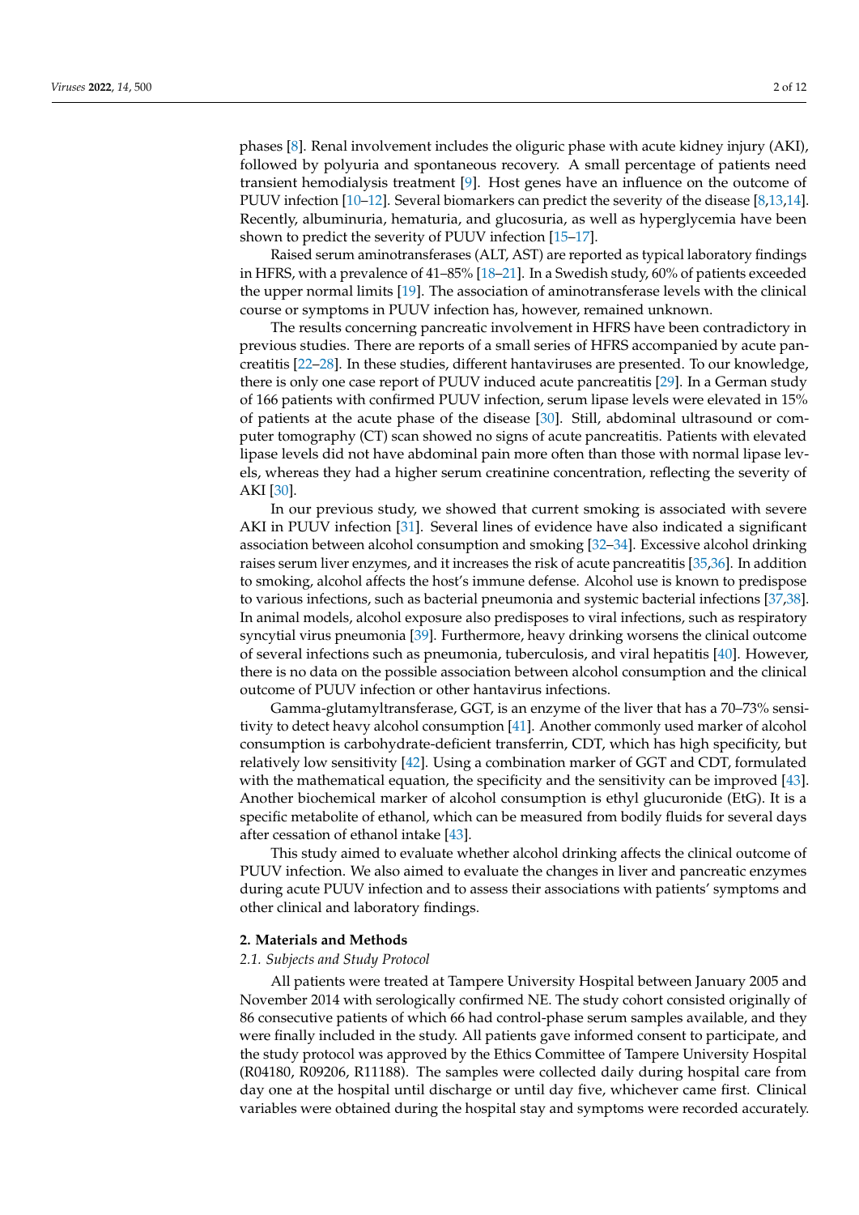phases [8]. Renal involvement includes the oliguric phase with acute kidney injury (AKI), followed by polyuria and spontaneous recovery. A small percentage of patients need transient hemodialysis treatment [9]. Host genes have an influence on the outcome of PUUV infection [10–12]. Several biomarkers can predict the severity of the disease [8,13,14]. Recently, albuminuria, hematuria, and glucosuria, as well as hyperglycemia have been shown to predict the severity of PUUV infection [15–17].

Raised serum aminotransferases (ALT, AST) are reported as typical laboratory findings in HFRS, with a prevalence of 41–85% [18–21]. In a Swedish study, 60% of patients exceeded the upper normal limits [19]. The association of aminotransferase levels with the clinical course or symptoms in PUUV infection has, however, remained unknown.

The results concerning pancreatic involvement in HFRS have been contradictory in previous studies. There are reports of a small series of HFRS accompanied by acute pancreatitis [22–28]. In these studies, different hantaviruses are presented. To our knowledge, there is only one case report of PUUV induced acute pancreatitis [29]. In a German study of 166 patients with confirmed PUUV infection, serum lipase levels were elevated in 15% of patients at the acute phase of the disease [30]. Still, abdominal ultrasound or computer tomography (CT) scan showed no signs of acute pancreatitis. Patients with elevated lipase levels did not have abdominal pain more often than those with normal lipase levels, whereas they had a higher serum creatinine concentration, reflecting the severity of AKI [30].

In our previous study, we showed that current smoking is associated with severe AKI in PUUV infection [31]. Several lines of evidence have also indicated a significant association between alcohol consumption and smoking [32–34]. Excessive alcohol drinking raises serum liver enzymes, and it increases the risk of acute pancreatitis [35,36]. In addition to smoking, alcohol affects the host's immune defense. Alcohol use is known to predispose to various infections, such as bacterial pneumonia and systemic bacterial infections [37,38]. In animal models, alcohol exposure also predisposes to viral infections, such as respiratory syncytial virus pneumonia [39]. Furthermore, heavy drinking worsens the clinical outcome of several infections such as pneumonia, tuberculosis, and viral hepatitis [40]. However, there is no data on the possible association between alcohol consumption and the clinical outcome of PUUV infection or other hantavirus infections.

Gamma-glutamyltransferase, GGT, is an enzyme of the liver that has a 70–73% sensitivity to detect heavy alcohol consumption [41]. Another commonly used marker of alcohol consumption is carbohydrate-deficient transferrin, CDT, which has high specificity, but relatively low sensitivity [42]. Using a combination marker of GGT and CDT, formulated with the mathematical equation, the specificity and the sensitivity can be improved [43]. Another biochemical marker of alcohol consumption is ethyl glucuronide (EtG). It is a specific metabolite of ethanol, which can be measured from bodily fluids for several days after cessation of ethanol intake [43].

This study aimed to evaluate whether alcohol drinking affects the clinical outcome of PUUV infection. We also aimed to evaluate the changes in liver and pancreatic enzymes during acute PUUV infection and to assess their associations with patients' symptoms and other clinical and laboratory findings.

## 2. Materials and Methods

### 2.1. Subjects and Study Protocol

All patients were treated at Tampere University Hospital between January 2005 and November 2014 with serologically confirmed NE. The study cohort consisted originally of 86 consecutive patients of which 66 had control-phase serum samples available, and they were finally included in the study. All patients gave informed consent to participate, and the study protocol was approved by the Ethics Committee of Tampere University Hospital (R04180, R09206, R11188). The samples were collected daily during hospital care from day one at the hospital until discharge or until day five, whichever came first. Clinical variables were obtained during the hospital stay and symptoms were recorded accurately.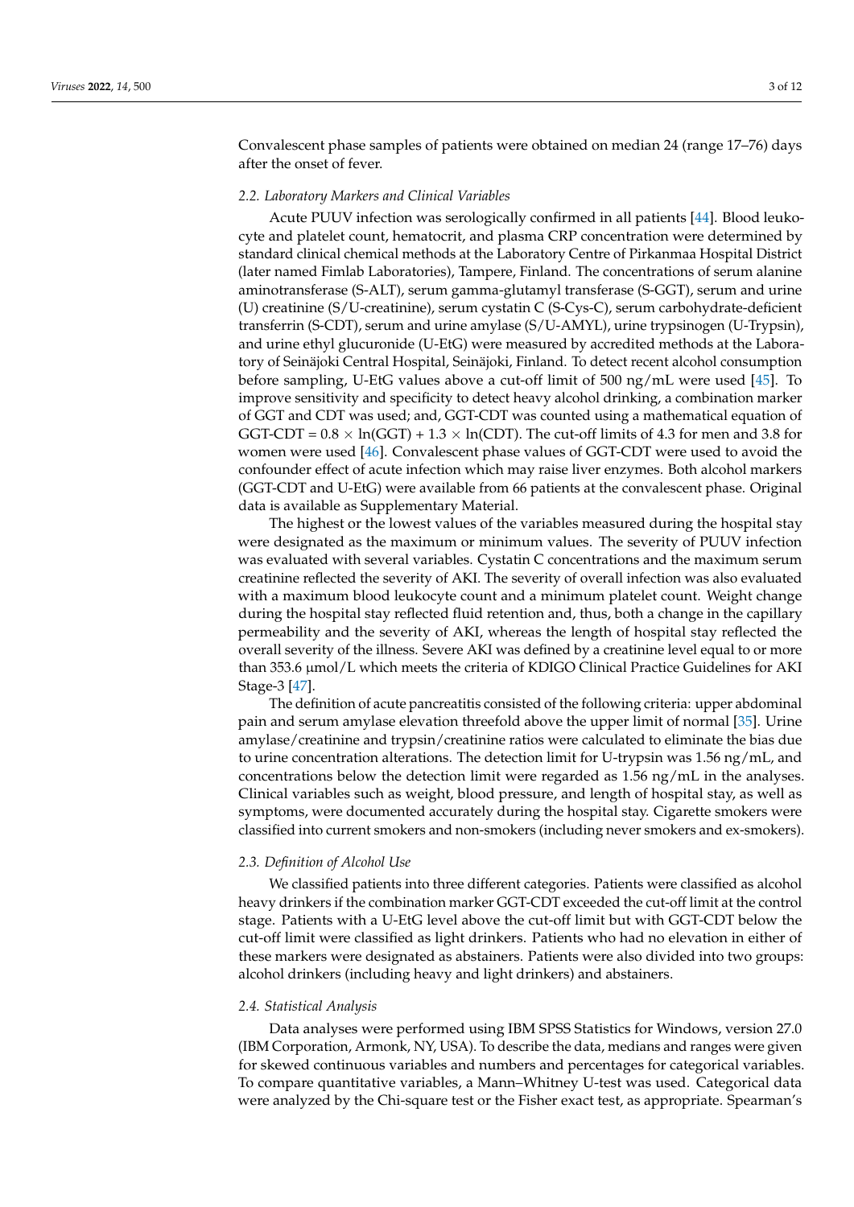Convalescent phase samples of patients were obtained on median 24 (range 17–76) days after the onset of fever.

### 2.2. Laboratory Markers and Clinical Variables

Acute PUUV infection was serologically confirmed in all patients [44]. Blood leukocyte and platelet count, hematocrit, and plasma CRP concentration were determined by standard clinical chemical methods at the Laboratory Centre of Pirkanmaa Hospital District (later named Fimlab Laboratories), Tampere, Finland. The concentrations of serum alanine aminotransferase (S-ALT), serum gamma-glutamyl transferase (S-GGT), serum and urine (U) creatinine (S/U-creatinine), serum cystatin C (S-Cys-C), serum carbohydrate-deficient transferrin (S-CDT), serum and urine amylase (S/U-AMYL), urine trypsinogen (U-Trypsin), and urine ethyl glucuronide (U-EtG) were measured by accredited methods at the Laboratory of Seinäjoki Central Hospital, Seinäjoki, Finland. To detect recent alcohol consumption before sampling, U-EtG values above a cut-off limit of 500 ng/mL were used [45]. To improve sensitivity and specificity to detect heavy alcohol drinking, a combination marker of GGT and CDT was used; and, GGT-CDT was counted using a mathematical equation of GGT-CDT = $0.8 \times \ln(\text{GGT}) + 1.3 \times \ln(\text{CDT})$. The cut-off limits of 4.3 for men and 3.8 for women were used [46]. Convalescent phase values of GGT-CDT were used to avoid the confounder effect of acute infection which may raise liver enzymes. Both alcohol markers (GGT-CDT and U-EtG) were available from 66 patients at the convalescent phase. Original data is available as Supplementary Material.

The highest or the lowest values of the variables measured during the hospital stay were designated as the maximum or minimum values. The severity of PUUV infection was evaluated with several variables. Cystatin C concentrations and the maximum serum creatinine reflected the severity of AKI. The severity of overall infection was also evaluated with a maximum blood leukocyte count and a minimum platelet count. Weight change during the hospital stay reflected fluid retention and, thus, both a change in the capillary permeability and the severity of AKI, whereas the length of hospital stay reflected the overall severity of the illness. Severe AKI was defined by a creatinine level equal to or more than 353.6 μmol/L which meets the criteria of KDIGO Clinical Practice Guidelines for AKI Stage-3 [47].

The definition of acute pancreatitis consisted of the following criteria: upper abdominal pain and serum amylase elevation threefold above the upper limit of normal [35]. Urine amylase/creatinine and trypsin/creatinine ratios were calculated to eliminate the bias due to urine concentration alterations. The detection limit for U-trypsin was 1.56 ng/mL, and concentrations below the detection limit were regarded as 1.56 ng/mL in the analyses. Clinical variables such as weight, blood pressure, and length of hospital stay, as well as symptoms, were documented accurately during the hospital stay. Cigarette smokers were classified into current smokers and non-smokers (including never smokers and ex-smokers).

### 2.3. Definition of Alcohol Use

We classified patients into three different categories. Patients were classified as alcohol heavy drinkers if the combination marker GGT-CDT exceeded the cut-off limit at the control stage. Patients with a U-EtG level above the cut-off limit but with GGT-CDT below the cut-off limit were classified as light drinkers. Patients who had no elevation in either of these markers were designated as abstainers. Patients were also divided into two groups: alcohol drinkers (including heavy and light drinkers) and abstainers.

### 2.4. Statistical Analysis

Data analyses were performed using IBM SPSS Statistics for Windows, version 27.0 (IBM Corporation, Armonk, NY, USA). To describe the data, medians and ranges were given for skewed continuous variables and numbers and percentages for categorical variables. To compare quantitative variables, a Mann–Whitney U-test was used. Categorical data were analyzed by the Chi-square test or the Fisher exact test, as appropriate. Spearman's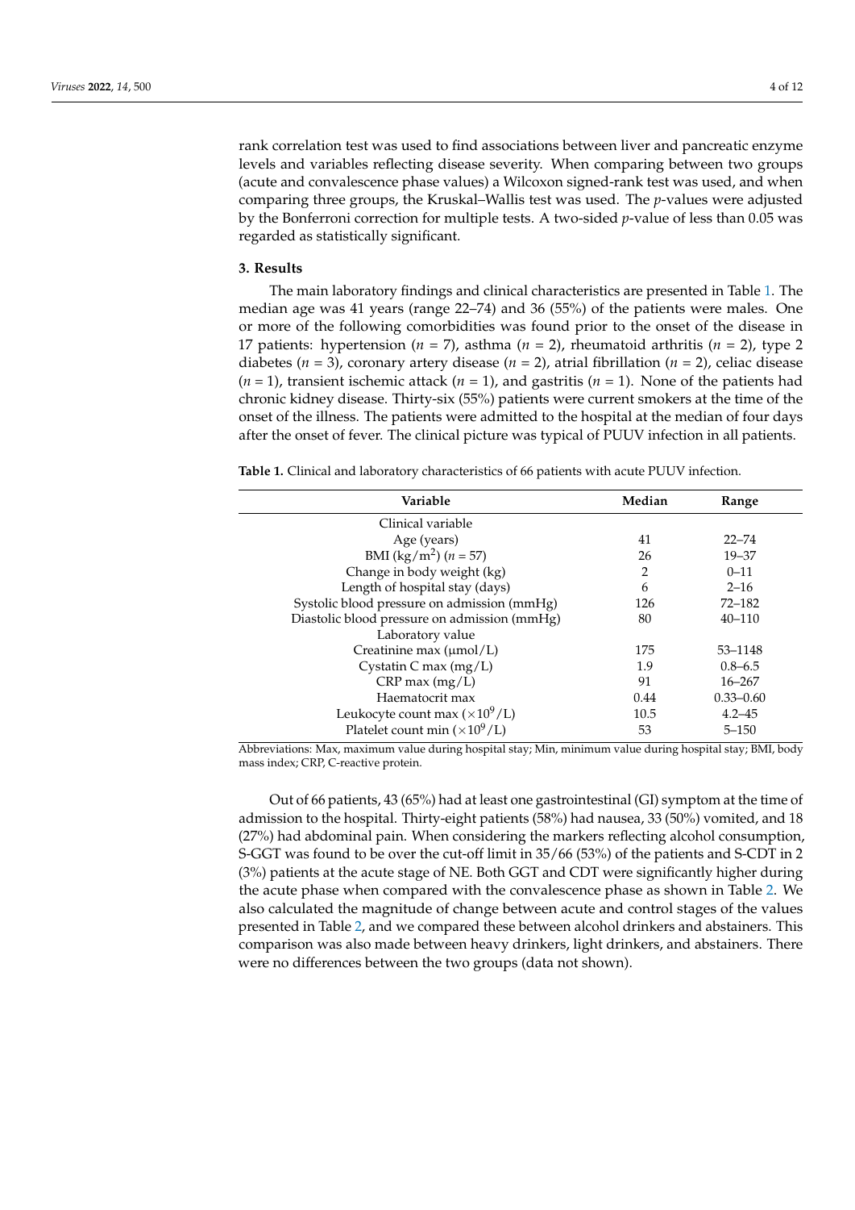rank correlation test was used to find associations between liver and pancreatic enzyme levels and variables reflecting disease severity. When comparing between two groups (acute and convalescence phase values) a Wilcoxon signed-rank test was used, and when comparing three groups, the Kruskal–Wallis test was used. The *p*-values were adjusted by the Bonferroni correction for multiple tests. A two-sided *p*-value of less than 0.05 was regarded as statistically significant.

## 3. Results

The main laboratory findings and clinical characteristics are presented in Table 1. The median age was 41 years (range 22–74) and 36 (55%) of the patients were males. One or more of the following comorbidities was found prior to the onset of the disease in 17 patients: hypertension ($n$ = 7), asthma ($n$ = 2), rheumatoid arthritis ($n$ = 2), type 2 diabetes ($n$ = 3), coronary artery disease ($n$ = 2), atrial fibrillation ($n$ = 2), celiac disease ($n$ = 1), transient ischemic attack ($n$ = 1), and gastritis ($n$ = 1). None of the patients had chronic kidney disease. Thirty-six (55%) patients were current smokers at the time of the onset of the illness. The patients were admitted to the hospital at the median of four days after the onset of fever. The clinical picture was typical of PUUV infection in all patients.

**Table 1.** Clinical and laboratory characteristics of 66 patients with acute PUUV infection.

| Variable | Median | Range |
|---|---|---|
| Clinical variable | | |
| Age (years) | 41 | 22–74 |
| BMI (kg/m$^2$) ($n$ = 57) | 26 | 19–37 |
| Change in body weight (kg) | 2 | 0–11 |
| Length of hospital stay (days) | 6 | 2–16 |
| Systolic blood pressure on admission (mmHg) | 126 | 72–182 |
| Diastolic blood pressure on admission (mmHg) | 80 | 40–110 |
| Laboratory value | | |
| Creatinine max (μmol/L) | 175 | 53–1148 |
| Cystatin C max (mg/L) | 1.9 | 0.8–6.5 |
| CRP max (mg/L) | 91 | 16–267 |
| Haematocrit max | 0.44 | 0.33–0.60 |
| Leukocyte count max ($\times 10^9$/L) | 10.5 | 4.2–45 |
| Platelet count min ($\times 10^9$/L) | 53 | 5–150 |

Abbreviations: Max, maximum value during hospital stay; Min, minimum value during hospital stay; BMI, body mass index; CRP, C-reactive protein.

Out of 66 patients, 43 (65%) had at least one gastrointestinal (GI) symptom at the time of admission to the hospital. Thirty-eight patients (58%) had nausea, 33 (50%) vomited, and 18 (27%) had abdominal pain. When considering the markers reflecting alcohol consumption, S-GGT was found to be over the cut-off limit in 35/66 (53%) of the patients and S-CDT in 2 (3%) patients at the acute stage of NE. Both GGT and CDT were significantly higher during the acute phase when compared with the convalescence phase as shown in Table 2. We also calculated the magnitude of change between acute and control stages of the values presented in Table 2, and we compared these between alcohol drinkers and abstainers. This comparison was also made between heavy drinkers, light drinkers, and abstainers. There were no differences between the two groups (data not shown).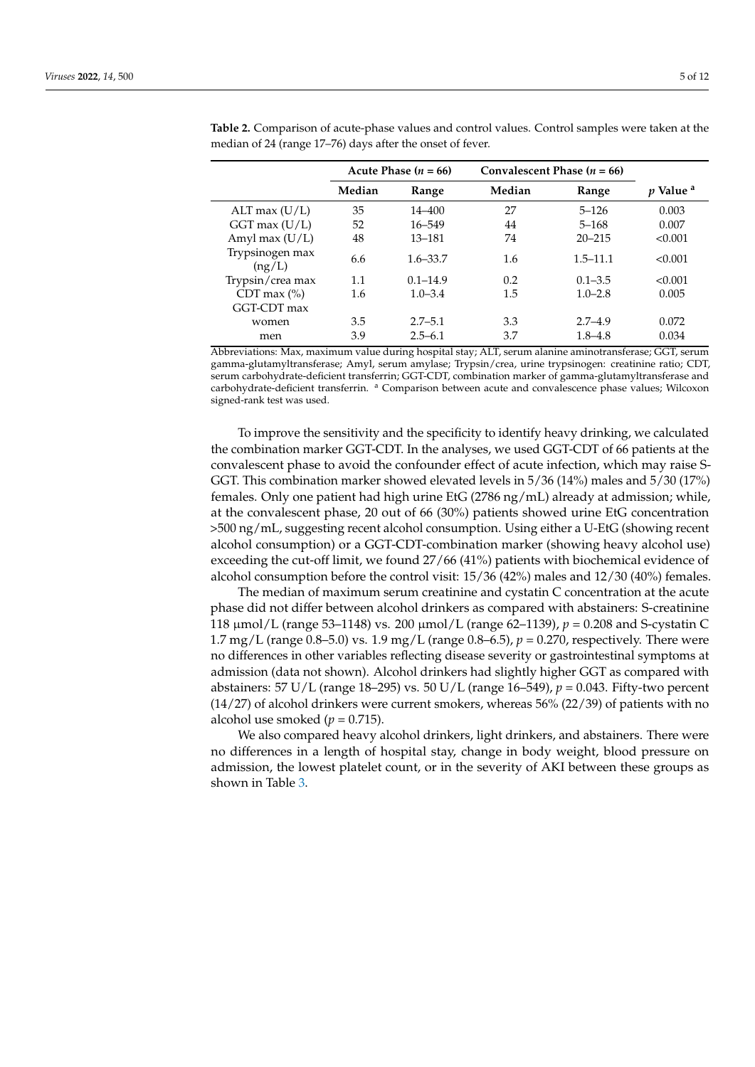**Table 2.** Comparison of acute-phase values and control values. Control samples were taken at the median of 24 (range 17–76) days after the onset of fever.

| | Acute Phase ($n$ = 66) | | Convalescent Phase ($n$ = 66) | | |
|---|---|---|---|---|---|
| | Median | Range | Median | Range | $p$ Value [a] |
| ALT max (U/L) | 35 | 14–400 | 27 | 5–126 | 0.003 |
| GGT max (U/L) | 52 | 16–549 | 44 | 5–168 | 0.007 |
| Amyl max (U/L) | 48 | 13–181 | 74 | 20–215 | <0.001 |
| Trypsinogen max (ng/L) | 6.6 | 1.6–33.7 | 1.6 | 1.5–11.1 | <0.001 |
| Trypsin/crea max | 1.1 | 0.1–14.9 | 0.2 | 0.1–3.5 | <0.001 |
| CDT max (%) | 1.6 | 1.0–3.4 | 1.5 | 1.0–2.8 | 0.005 |
| GGT-CDT max | | | | | |
| women | 3.5 | 2.7–5.1 | 3.3 | 2.7–4.9 | 0.072 |
| men | 3.9 | 2.5–6.1 | 3.7 | 1.8–4.8 | 0.034 |

Abbreviations: Max, maximum value during hospital stay; ALT, serum alanine aminotransferase; GGT, serum gamma-glutamyltransferase; Amyl, serum amylase; Trypsin/crea, urine trypsinogen: creatinine ratio; CDT, serum carbohydrate-deficient transferrin; GGT-CDT, combination marker of gamma-glutamyltransferase and carbohydrate-deficient transferrin. [a] Comparison between acute and convalescence phase values; Wilcoxon signed-rank test was used.

To improve the sensitivity and the specificity to identify heavy drinking, we calculated the combination marker GGT-CDT. In the analyses, we used GGT-CDT of 66 patients at the convalescent phase to avoid the confounder effect of acute infection, which may raise S-GGT. This combination marker showed elevated levels in 5/36 (14%) males and 5/30 (17%) females. Only one patient had high urine EtG (2786 ng/mL) already at admission; while, at the convalescent phase, 20 out of 66 (30%) patients showed urine EtG concentration >500 ng/mL, suggesting recent alcohol consumption. Using either a U-EtG (showing recent alcohol consumption) or a GGT-CDT-combination marker (showing heavy alcohol use) exceeding the cut-off limit, we found 27/66 (41%) patients with biochemical evidence of alcohol consumption before the control visit: 15/36 (42%) males and 12/30 (40%) females.

The median of maximum serum creatinine and cystatin C concentration at the acute phase did not differ between alcohol drinkers as compared with abstainers: S-creatinine 118 µmol/L (range 53–1148) vs. 200 µmol/L (range 62–1139), $p$ = 0.208 and S-cystatin C 1.7 mg/L (range 0.8–5.0) vs. 1.9 mg/L (range 0.8–6.5), $p$ = 0.270, respectively. There were no differences in other variables reflecting disease severity or gastrointestinal symptoms at admission (data not shown). Alcohol drinkers had slightly higher GGT as compared with abstainers: 57 U/L (range 18–295) vs. 50 U/L (range 16–549), $p$ = 0.043. Fifty-two percent (14/27) of alcohol drinkers were current smokers, whereas 56% (22/39) of patients with no alcohol use smoked ($p$ = 0.715).

We also compared heavy alcohol drinkers, light drinkers, and abstainers. There were no differences in a length of hospital stay, change in body weight, blood pressure on admission, the lowest platelet count, or in the severity of AKI between these groups as shown in Table 3.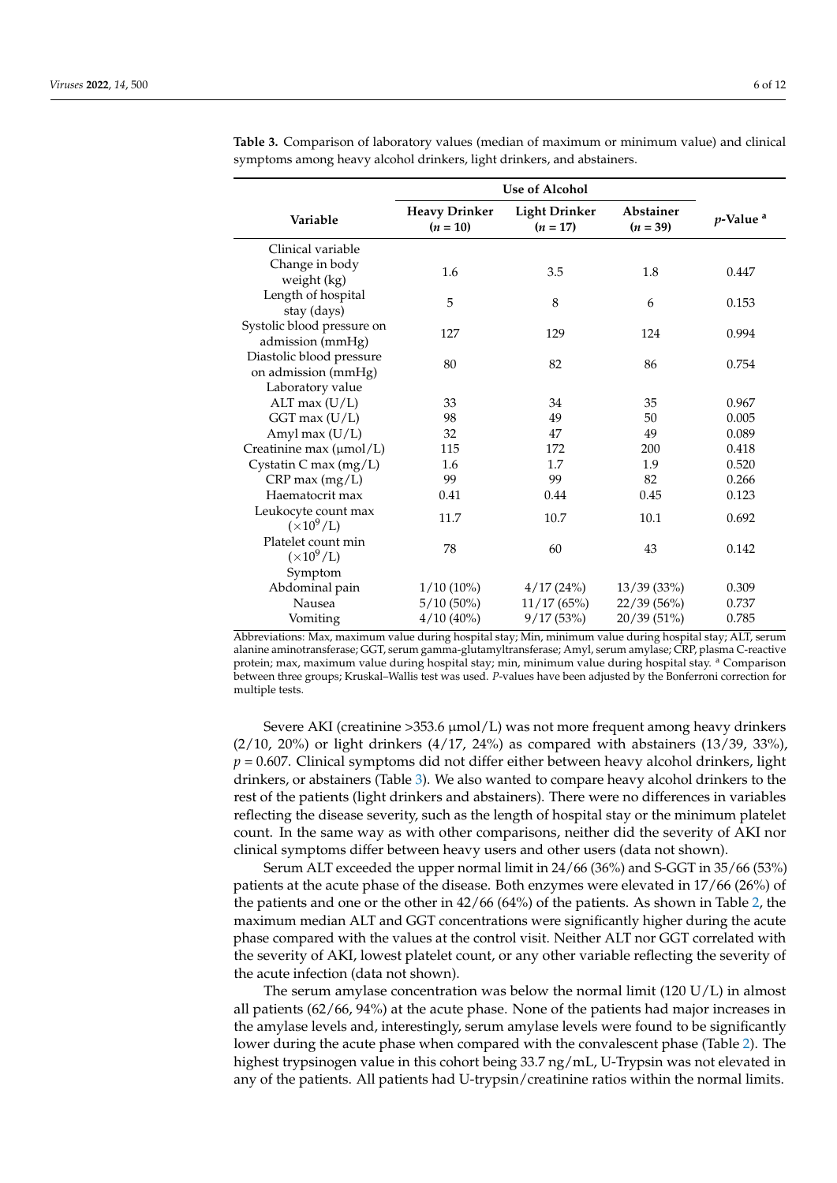**Table 3.** Comparison of laboratory values (median of maximum or minimum value) and clinical symptoms among heavy alcohol drinkers, light drinkers, and abstainers.

| Variable | Use of Alcohol | | | *p*-Value [a] |
|---|---|---|---|---|
| | **Heavy Drinker (*n* = 10)** | **Light Drinker (*n* = 17)** | **Abstainer (*n* = 39)** | |
| Clinical variable | | | | |
| Change in body weight (kg) | 1.6 | 3.5 | 1.8 | 0.447 |
| Length of hospital stay (days) | 5 | 8 | 6 | 0.153 |
| Systolic blood pressure on admission (mmHg) | 127 | 129 | 124 | 0.994 |
| Diastolic blood pressure on admission (mmHg) | 80 | 82 | 86 | 0.754 |
| Laboratory value | | | | |
| ALT max (U/L) | 33 | 34 | 35 | 0.967 |
| GGT max (U/L) | 98 | 49 | 50 | 0.005 |
| Amyl max (U/L) | 32 | 47 | 49 | 0.089 |
| Creatinine max (µmol/L) | 115 | 172 | 200 | 0.418 |
| Cystatin C max (mg/L) | 1.6 | 1.7 | 1.9 | 0.520 |
| CRP max (mg/L) | 99 | 99 | 82 | 0.266 |
| Haematocrit max | 0.41 | 0.44 | 0.45 | 0.123 |
| Leukocyte count max ($\times 10^9$/L) | 11.7 | 10.7 | 10.1 | 0.692 |
| Platelet count min ($\times 10^9$/L) | 78 | 60 | 43 | 0.142 |
| Symptom | | | | |
| Abdominal pain | 1/10 (10%) | 4/17 (24%) | 13/39 (33%) | 0.309 |
| Nausea | 5/10 (50%) | 11/17 (65%) | 22/39 (56%) | 0.737 |
| Vomiting | 4/10 (40%) | 9/17 (53%) | 20/39 (51%) | 0.785 |

Abbreviations: Max, maximum value during hospital stay; Min, minimum value during hospital stay; ALT, serum alanine aminotransferase; GGT, serum gamma-glutamyltransferase; Amyl, serum amylase; CRP, plasma C-reactive protein; max, maximum value during hospital stay; min, minimum value during hospital stay. [a] Comparison between three groups; Kruskal–Wallis test was used. *P*-values have been adjusted by the Bonferroni correction for multiple tests.

Severe AKI (creatinine >353.6 µmol/L) was not more frequent among heavy drinkers (2/10, 20%) or light drinkers (4/17, 24%) as compared with abstainers (13/39, 33%), $p = 0.607$. Clinical symptoms did not differ either between heavy alcohol drinkers, light drinkers, or abstainers (Table 3). We also wanted to compare heavy alcohol drinkers to the rest of the patients (light drinkers and abstainers). There were no differences in variables reflecting the disease severity, such as the length of hospital stay or the minimum platelet count. In the same way as with other comparisons, neither did the severity of AKI nor clinical symptoms differ between heavy users and other users (data not shown).

Serum ALT exceeded the upper normal limit in 24/66 (36%) and S-GGT in 35/66 (53%) patients at the acute phase of the disease. Both enzymes were elevated in 17/66 (26%) of the patients and one or the other in 42/66 (64%) of the patients. As shown in Table 2, the maximum median ALT and GGT concentrations were significantly higher during the acute phase compared with the values at the control visit. Neither ALT nor GGT correlated with the severity of AKI, lowest platelet count, or any other variable reflecting the severity of the acute infection (data not shown).

The serum amylase concentration was below the normal limit (120 U/L) in almost all patients (62/66, 94%) at the acute phase. None of the patients had major increases in the amylase levels and, interestingly, serum amylase levels were found to be significantly lower during the acute phase when compared with the convalescent phase (Table 2). The highest trypsinogen value in this cohort being 33.7 ng/mL, U-Trypsin was not elevated in any of the patients. All patients had U-trypsin/creatinine ratios within the normal limits.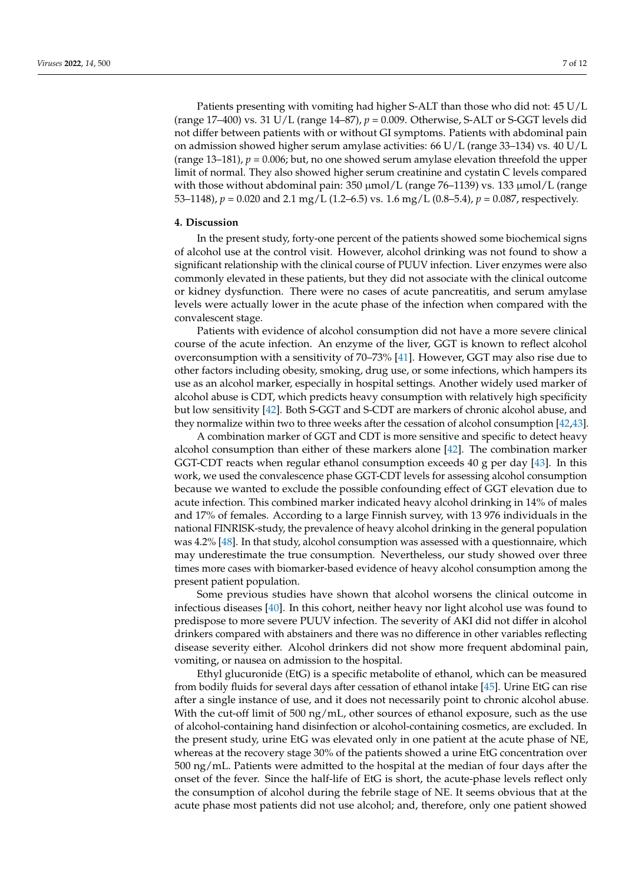Patients presenting with vomiting had higher S-ALT than those who did not: 45 U/L (range 17–400) vs. 31 U/L (range 14–87), $p = 0.009$. Otherwise, S-ALT or S-GGT levels did not differ between patients with or without GI symptoms. Patients with abdominal pain on admission showed higher serum amylase activities: 66 U/L (range 33–134) vs. 40 U/L (range 13–181), $p = 0.006$; but, no one showed serum amylase elevation threefold the upper limit of normal. They also showed higher serum creatinine and cystatin C levels compared with those without abdominal pain: 350 µmol/L (range 76–1139) vs. 133 µmol/L (range 53–1148), $p = 0.020$ and 2.1 mg/L (1.2–6.5) vs. 1.6 mg/L (0.8–5.4), $p = 0.087$, respectively.

## 4. Discussion

In the present study, forty-one percent of the patients showed some biochemical signs of alcohol use at the control visit. However, alcohol drinking was not found to show a significant relationship with the clinical course of PUUV infection. Liver enzymes were also commonly elevated in these patients, but they did not associate with the clinical outcome or kidney dysfunction. There were no cases of acute pancreatitis, and serum amylase levels were actually lower in the acute phase of the infection when compared with the convalescent stage.

Patients with evidence of alcohol consumption did not have a more severe clinical course of the acute infection. An enzyme of the liver, GGT is known to reflect alcohol overconsumption with a sensitivity of 70–73% [41]. However, GGT may also rise due to other factors including obesity, smoking, drug use, or some infections, which hampers its use as an alcohol marker, especially in hospital settings. Another widely used marker of alcohol abuse is CDT, which predicts heavy consumption with relatively high specificity but low sensitivity [42]. Both S-GGT and S-CDT are markers of chronic alcohol abuse, and they normalize within two to three weeks after the cessation of alcohol consumption [42,43].

A combination marker of GGT and CDT is more sensitive and specific to detect heavy alcohol consumption than either of these markers alone [42]. The combination marker GGT-CDT reacts when regular ethanol consumption exceeds 40 g per day [43]. In this work, we used the convalescence phase GGT-CDT levels for assessing alcohol consumption because we wanted to exclude the possible confounding effect of GGT elevation due to acute infection. This combined marker indicated heavy alcohol drinking in 14% of males and 17% of females. According to a large Finnish survey, with 13 976 individuals in the national FINRISK-study, the prevalence of heavy alcohol drinking in the general population was 4.2% [48]. In that study, alcohol consumption was assessed with a questionnaire, which may underestimate the true consumption. Nevertheless, our study showed over three times more cases with biomarker-based evidence of heavy alcohol consumption among the present patient population.

Some previous studies have shown that alcohol worsens the clinical outcome in infectious diseases [40]. In this cohort, neither heavy nor light alcohol use was found to predispose to more severe PUUV infection. The severity of AKI did not differ in alcohol drinkers compared with abstainers and there was no difference in other variables reflecting disease severity either. Alcohol drinkers did not show more frequent abdominal pain, vomiting, or nausea on admission to the hospital.

Ethyl glucuronide (EtG) is a specific metabolite of ethanol, which can be measured from bodily fluids for several days after cessation of ethanol intake [45]. Urine EtG can rise after a single instance of use, and it does not necessarily point to chronic alcohol abuse. With the cut-off limit of 500 ng/mL, other sources of ethanol exposure, such as the use of alcohol-containing hand disinfection or alcohol-containing cosmetics, are excluded. In the present study, urine EtG was elevated only in one patient at the acute phase of NE, whereas at the recovery stage 30% of the patients showed a urine EtG concentration over 500 ng/mL. Patients were admitted to the hospital at the median of four days after the onset of the fever. Since the half-life of EtG is short, the acute-phase levels reflect only the consumption of alcohol during the febrile stage of NE. It seems obvious that at the acute phase most patients did not use alcohol; and, therefore, only one patient showed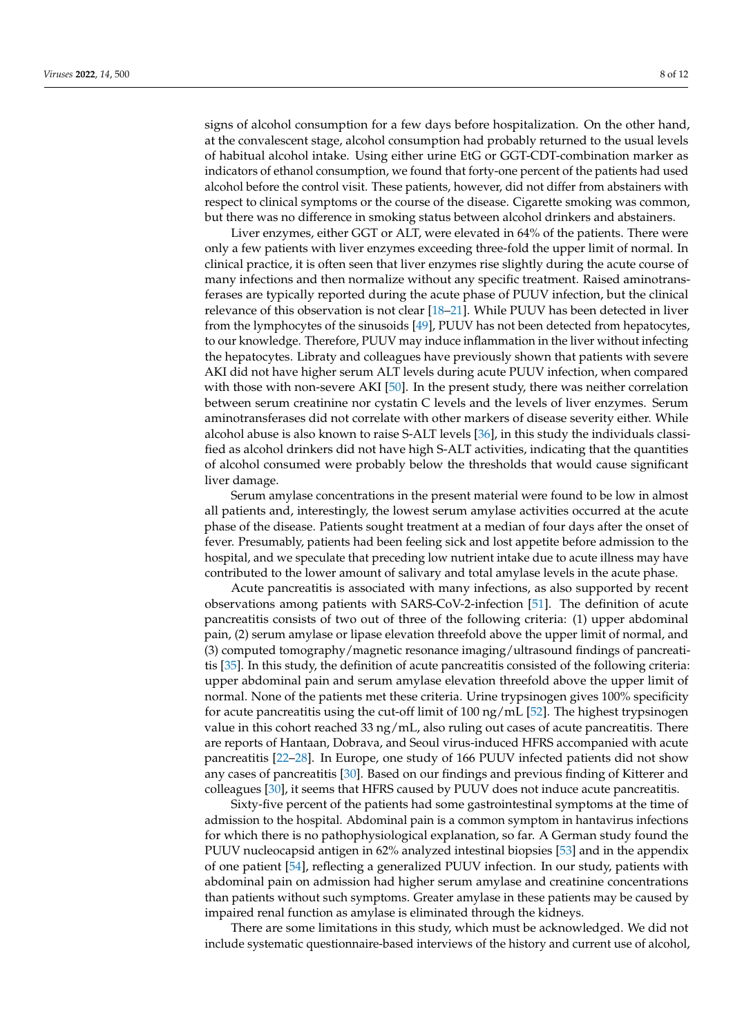signs of alcohol consumption for a few days before hospitalization. On the other hand, at the convalescent stage, alcohol consumption had probably returned to the usual levels of habitual alcohol intake. Using either urine EtG or GGT-CDT-combination marker as indicators of ethanol consumption, we found that forty-one percent of the patients had used alcohol before the control visit. These patients, however, did not differ from abstainers with respect to clinical symptoms or the course of the disease. Cigarette smoking was common, but there was no difference in smoking status between alcohol drinkers and abstainers.

Liver enzymes, either GGT or ALT, were elevated in 64% of the patients. There were only a few patients with liver enzymes exceeding three-fold the upper limit of normal. In clinical practice, it is often seen that liver enzymes rise slightly during the acute course of many infections and then normalize without any specific treatment. Raised aminotransferases are typically reported during the acute phase of PUUV infection, but the clinical relevance of this observation is not clear [18–21]. While PUUV has been detected in liver from the lymphocytes of the sinusoids [49], PUUV has not been detected from hepatocytes, to our knowledge. Therefore, PUUV may induce inflammation in the liver without infecting the hepatocytes. Libraty and colleagues have previously shown that patients with severe AKI did not have higher serum ALT levels during acute PUUV infection, when compared with those with non-severe AKI [50]. In the present study, there was neither correlation between serum creatinine nor cystatin C levels and the levels of liver enzymes. Serum aminotransferases did not correlate with other markers of disease severity either. While alcohol abuse is also known to raise S-ALT levels [36], in this study the individuals classified as alcohol drinkers did not have high S-ALT activities, indicating that the quantities of alcohol consumed were probably below the thresholds that would cause significant liver damage.

Serum amylase concentrations in the present material were found to be low in almost all patients and, interestingly, the lowest serum amylase activities occurred at the acute phase of the disease. Patients sought treatment at a median of four days after the onset of fever. Presumably, patients had been feeling sick and lost appetite before admission to the hospital, and we speculate that preceding low nutrient intake due to acute illness may have contributed to the lower amount of salivary and total amylase levels in the acute phase.

Acute pancreatitis is associated with many infections, as also supported by recent observations among patients with SARS-CoV-2-infection [51]. The definition of acute pancreatitis consists of two out of three of the following criteria: (1) upper abdominal pain, (2) serum amylase or lipase elevation threefold above the upper limit of normal, and (3) computed tomography/magnetic resonance imaging/ultrasound findings of pancreatitis [35]. In this study, the definition of acute pancreatitis consisted of the following criteria: upper abdominal pain and serum amylase elevation threefold above the upper limit of normal. None of the patients met these criteria. Urine trypsinogen gives 100% specificity for acute pancreatitis using the cut-off limit of 100 ng/mL [52]. The highest trypsinogen value in this cohort reached 33 ng/mL, also ruling out cases of acute pancreatitis. There are reports of Hantaan, Dobrava, and Seoul virus-induced HFRS accompanied with acute pancreatitis [22–28]. In Europe, one study of 166 PUUV infected patients did not show any cases of pancreatitis [30]. Based on our findings and previous finding of Kitterer and colleagues [30], it seems that HFRS caused by PUUV does not induce acute pancreatitis.

Sixty-five percent of the patients had some gastrointestinal symptoms at the time of admission to the hospital. Abdominal pain is a common symptom in hantavirus infections for which there is no pathophysiological explanation, so far. A German study found the PUUV nucleocapsid antigen in 62% analyzed intestinal biopsies [53] and in the appendix of one patient [54], reflecting a generalized PUUV infection. In our study, patients with abdominal pain on admission had higher serum amylase and creatinine concentrations than patients without such symptoms. Greater amylase in these patients may be caused by impaired renal function as amylase is eliminated through the kidneys.

There are some limitations in this study, which must be acknowledged. We did not include systematic questionnaire-based interviews of the history and current use of alcohol,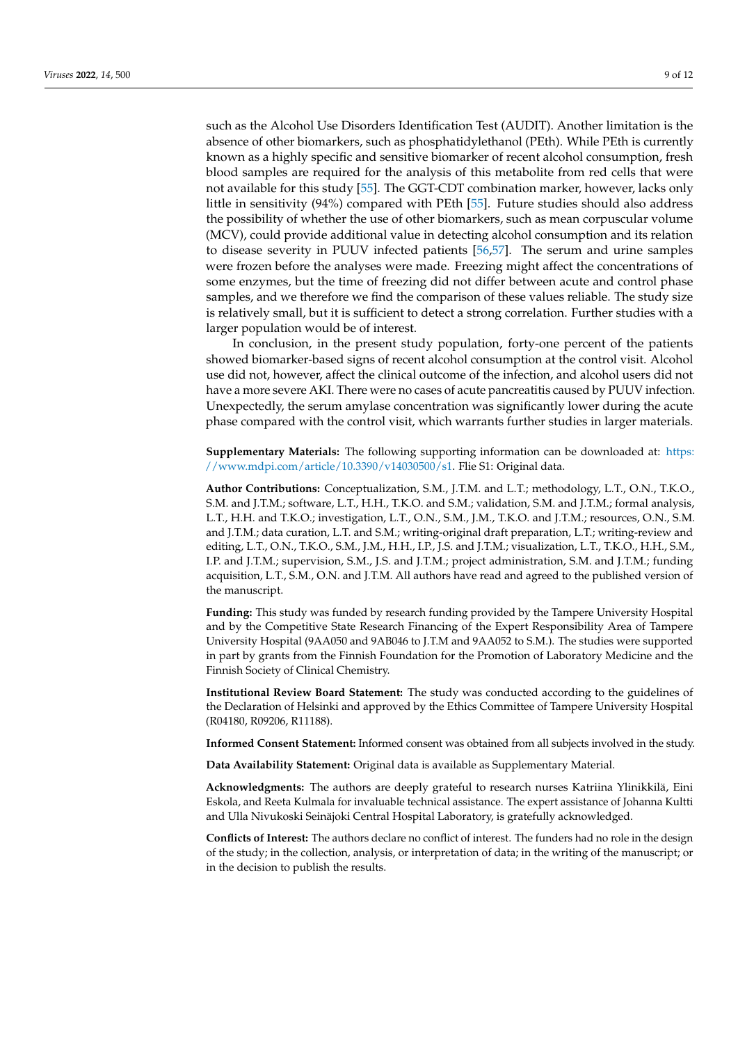such as the Alcohol Use Disorders Identification Test (AUDIT). Another limitation is the absence of other biomarkers, such as phosphatidylethanol (PEth). While PEth is currently known as a highly specific and sensitive biomarker of recent alcohol consumption, fresh blood samples are required for the analysis of this metabolite from red cells that were not available for this study [55]. The GGT-CDT combination marker, however, lacks only little in sensitivity (94%) compared with PEth [55]. Future studies should also address the possibility of whether the use of other biomarkers, such as mean corpuscular volume (MCV), could provide additional value in detecting alcohol consumption and its relation to disease severity in PUUV infected patients [56,57]. The serum and urine samples were frozen before the analyses were made. Freezing might affect the concentrations of some enzymes, but the time of freezing did not differ between acute and control phase samples, and we therefore we find the comparison of these values reliable. The study size is relatively small, but it is sufficient to detect a strong correlation. Further studies with a larger population would be of interest.

In conclusion, in the present study population, forty-one percent of the patients showed biomarker-based signs of recent alcohol consumption at the control visit. Alcohol use did not, however, affect the clinical outcome of the infection, and alcohol users did not have a more severe AKI. There were no cases of acute pancreatitis caused by PUUV infection. Unexpectedly, the serum amylase concentration was significantly lower during the acute phase compared with the control visit, which warrants further studies in larger materials.

**Supplementary Materials:** The following supporting information can be downloaded at: https://www.mdpi.com/article/10.3390/v14030500/s1. Flie S1: Original data.

**Author Contributions:** Conceptualization, S.M., J.T.M. and L.T.; methodology, L.T., O.N., T.K.O., S.M. and J.T.M.; software, L.T., H.H., T.K.O. and S.M.; validation, S.M. and J.T.M.; formal analysis, L.T., H.H. and T.K.O.; investigation, L.T., O.N., S.M., J.M., T.K.O. and J.T.M.; resources, O.N., S.M. and J.T.M.; data curation, L.T. and S.M.; writing-original draft preparation, L.T.; writing-review and editing, L.T., O.N., T.K.O., S.M., J.M., H.H., I.P., J.S. and J.T.M.; visualization, L.T., T.K.O., H.H., S.M., I.P. and J.T.M.; supervision, S.M., J.S. and J.T.M.; project administration, S.M. and J.T.M.; funding acquisition, L.T., S.M., O.N. and J.T.M. All authors have read and agreed to the published version of the manuscript.

**Funding:** This study was funded by research funding provided by the Tampere University Hospital and by the Competitive State Research Financing of the Expert Responsibility Area of Tampere University Hospital (9AA050 and 9AB046 to J.T.M and 9AA052 to S.M.). The studies were supported in part by grants from the Finnish Foundation for the Promotion of Laboratory Medicine and the Finnish Society of Clinical Chemistry.

**Institutional Review Board Statement:** The study was conducted according to the guidelines of the Declaration of Helsinki and approved by the Ethics Committee of Tampere University Hospital (R04180, R09206, R11188).

**Informed Consent Statement:** Informed consent was obtained from all subjects involved in the study.

**Data Availability Statement:** Original data is available as Supplementary Material.

**Acknowledgments:** The authors are deeply grateful to research nurses Katriina Ylinikkilä, Eini Eskola, and Reeta Kulmala for invaluable technical assistance. The expert assistance of Johanna Kultti and Ulla Nivukoski Seinäjoki Central Hospital Laboratory, is gratefully acknowledged.

**Conflicts of Interest:** The authors declare no conflict of interest. The funders had no role in the design of the study; in the collection, analysis, or interpretation of data; in the writing of the manuscript; or in the decision to publish the results.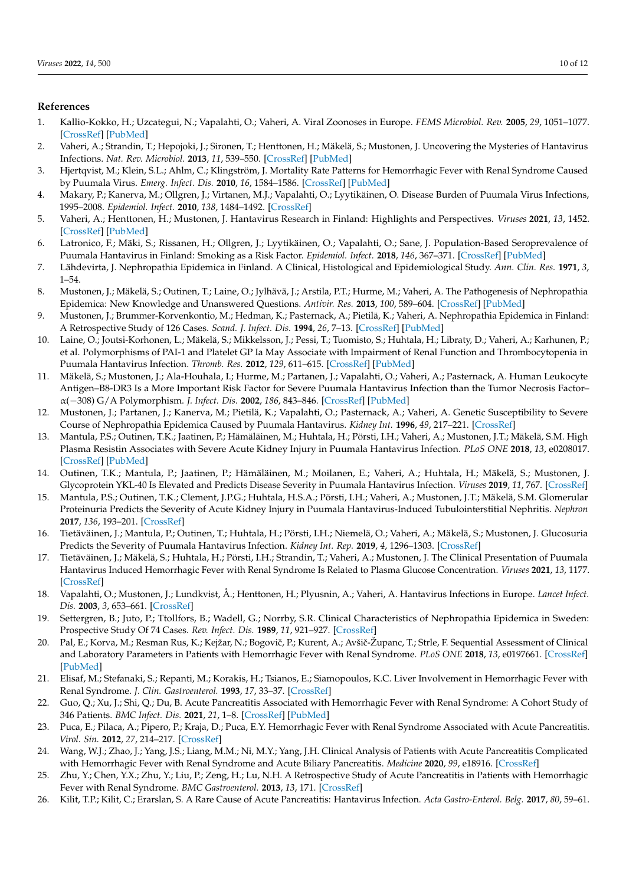## References

1. Kallio-Kokko, H.; Uzcategui, N.; Vapalahti, O.; Vaheri, A. Viral Zoonoses in Europe. *FEMS Microbiol. Rev.* **2005**, *29*, 1051–1077. [CrossRef] [PubMed]
2. Vaheri, A.; Strandin, T.; Hepojoki, J.; Sironen, T.; Henttonen, H.; Mäkelä, S.; Mustonen, J. Uncovering the Mysteries of Hantavirus Infections. *Nat. Rev. Microbiol.* **2013**, *11*, 539–550. [CrossRef] [PubMed]
3. Hjertqvist, M.; Klein, S.L.; Ahlm, C.; Klingström, J. Mortality Rate Patterns for Hemorrhagic Fever with Renal Syndrome Caused by Puumala Virus. *Emerg. Infect. Dis.* **2010**, *16*, 1584–1586. [CrossRef] [PubMed]
4. Makary, P.; Kanerva, M.; Ollgren, J.; Virtanen, M.J.; Vapalahti, O.; Lyytikäinen, O. Disease Burden of Puumala Virus Infections, 1995–2008. *Epidemiol. Infect.* **2010**, *138*, 1484–1492. [CrossRef]
5. Vaheri, A.; Henttonen, H.; Mustonen, J. Hantavirus Research in Finland: Highlights and Perspectives. *Viruses* **2021**, *13*, 1452. [CrossRef] [PubMed]
6. Latronico, F.; Mäki, S.; Rissanen, H.; Ollgren, J.; Lyytikäinen, O.; Vapalahti, O.; Sane, J. Population-Based Seroprevalence of Puumala Hantavirus in Finland: Smoking as a Risk Factor. *Epidemiol. Infect.* **2018**, *146*, 367–371. [CrossRef] [PubMed]
7. Lähdevirta, J. Nephropathia Epidemica in Finland. A Clinical, Histological and Epidemiological Study. *Ann. Clin. Res.* **1971**, *3*, 1–54.
8. Mustonen, J.; Mäkelä, S.; Outinen, T.; Laine, O.; Jylhävä, J.; Arstila, P.T.; Hurme, M.; Vaheri, A. The Pathogenesis of Nephropathia Epidemica: New Knowledge and Unanswered Questions. *Antivir. Res.* **2013**, *100*, 589–604. [CrossRef] [PubMed]
9. Mustonen, J.; Brummer-Korvenkontio, M.; Hedman, K.; Pasternack, A.; Pietilä, K.; Vaheri, A. Nephropathia Epidemica in Finland: A Retrospective Study of 126 Cases. *Scand. J. Infect. Dis.* **1994**, *26*, 7–13. [CrossRef] [PubMed]
10. Laine, O.; Joutsi-Korhonen, L.; Mäkelä, S.; Mikkelsson, J.; Pessi, T.; Tuomisto, S.; Huhtala, H.; Libraty, D.; Vaheri, A.; Karhunen, P.; et al. Polymorphisms of PAI-1 and Platelet GP Ia May Associate with Impairment of Renal Function and Thrombocytopenia in Puumala Hantavirus Infection. *Thromb. Res.* **2012**, *129*, 611–615. [CrossRef] [PubMed]
11. Mäkelä, S.; Mustonen, J.; Ala-Houhala, I.; Hurme, M.; Partanen, J.; Vapalahti, O.; Vaheri, A.; Pasternack, A. Human Leukocyte Antigen–B8-DR3 Is a More Important Risk Factor for Severe Puumala Hantavirus Infection than the Tumor Necrosis Factor–α(−308) G/A Polymorphism. *J. Infect. Dis.* **2002**, *186*, 843–846. [CrossRef] [PubMed]
12. Mustonen, J.; Partanen, J.; Kanerva, M.; Pietilä, K.; Vapalahti, O.; Pasternack, A.; Vaheri, A. Genetic Susceptibility to Severe Course of Nephropathia Epidemica Caused by Puumala Hantavirus. *Kidney Int.* **1996**, *49*, 217–221. [CrossRef]
13. Mantula, P.S.; Outinen, T.K.; Jaatinen, P.; Hämäläinen, M.; Huhtala, H.; Pörsti, I.H.; Vaheri, A.; Mustonen, J.T.; Mäkelä, S.M. High Plasma Resistin Associates with Severe Acute Kidney Injury in Puumala Hantavirus Infection. *PLoS ONE* **2018**, *13*, e0208017. [CrossRef] [PubMed]
14. Outinen, T.K.; Mantula, P.; Jaatinen, P.; Hämäläinen, M.; Moilanen, E.; Vaheri, A.; Huhtala, H.; Mäkelä, S.; Mustonen, J. Glycoprotein YKL-40 Is Elevated and Predicts Disease Severity in Puumala Hantavirus Infection. *Viruses* **2019**, *11*, 767. [CrossRef]
15. Mantula, P.S.; Outinen, T.K.; Clement, J.P.G.; Huhtala, H.S.A.; Pörsti, I.H.; Vaheri, A.; Mustonen, J.T.; Mäkelä, S.M. Glomerular Proteinuria Predicts the Severity of Acute Kidney Injury in Puumala Hantavirus-Induced Tubulointerstitial Nephritis. *Nephron* **2017**, *136*, 193–201. [CrossRef]
16. Tietäväinen, J.; Mantula, P.; Outinen, T.; Huhtala, H.; Pörsti, I.H.; Niemelä, O.; Vaheri, A.; Mäkelä, S.; Mustonen, J. Glucosuria Predicts the Severity of Puumala Hantavirus Infection. *Kidney Int. Rep.* **2019**, *4*, 1296–1303. [CrossRef]
17. Tietäväinen, J.; Mäkelä, S.; Huhtala, H.; Pörsti, I.H.; Strandin, T.; Vaheri, A.; Mustonen, J. The Clinical Presentation of Puumala Hantavirus Induced Hemorrhagic Fever with Renal Syndrome Is Related to Plasma Glucose Concentration. *Viruses* **2021**, *13*, 1177. [CrossRef]
18. Vapalahti, O.; Mustonen, J.; Lundkvist, Å.; Henttonen, H.; Plyusnin, A.; Vaheri, A. Hantavirus Infections in Europe. *Lancet Infect. Dis.* **2003**, *3*, 653–661. [CrossRef]
19. Settergren, B.; Juto, P.; Ttollfors, B.; Wadell, G.; Norrby, S.R. Clinical Characteristics of Nephropathia Epidemica in Sweden: Prospective Study Of 74 Cases. *Rev. Infect. Dis.* **1989**, *11*, 921–927. [CrossRef]
20. Pal, E.; Korva, M.; Resman Rus, K.; Kejžar, N.; Bogovič, P.; Kurent, A.; Avšič-Županc, T.; Strle, F. Sequential Assessment of Clinical and Laboratory Parameters in Patients with Hemorrhagic Fever with Renal Syndrome. *PLoS ONE* **2018**, *13*, e0197661. [CrossRef] [PubMed]
21. Elisaf, M.; Stefanaki, S.; Repanti, M.; Korakis, H.; Tsianos, E.; Siamopoulos, K.C. Liver Involvement in Hemorrhagic Fever with Renal Syndrome. *J. Clin. Gastroenterol.* **1993**, *17*, 33–37. [CrossRef]
22. Guo, Q.; Xu, J.; Shi, Q.; Du, B. Acute Pancreatitis Associated with Hemorrhagic Fever with Renal Syndrome: A Cohort Study of 346 Patients. *BMC Infect. Dis.* **2021**, *21*, 1–8. [CrossRef] [PubMed]
23. Puca, E.; Pilaca, A.; Pipero, P.; Kraja, D.; Puca, E.Y. Hemorrhagic Fever with Renal Syndrome Associated with Acute Pancreatitis. *Virol. Sin.* **2012**, *27*, 214–217. [CrossRef]
24. Wang, W.J.; Zhao, J.; Yang, J.S.; Liang, M.M.; Ni, M.Y.; Yang, J.H. Clinical Analysis of Patients with Acute Pancreatitis Complicated with Hemorrhagic Fever with Renal Syndrome and Acute Biliary Pancreatitis. *Medicine* **2020**, *99*, e18916. [CrossRef]
25. Zhu, Y.; Chen, Y.X.; Zhu, Y.; Liu, P.; Zeng, H.; Lu, N.H. A Retrospective Study of Acute Pancreatitis in Patients with Hemorrhagic Fever with Renal Syndrome. *BMC Gastroenterol.* **2013**, *13*, 171. [CrossRef]
26. Kilit, T.P.; Kilit, C.; Erarslan, S. A Rare Cause of Acute Pancreatitis: Hantavirus Infection. *Acta Gastro-Enterol. Belg.* **2017**, *80*, 59–61.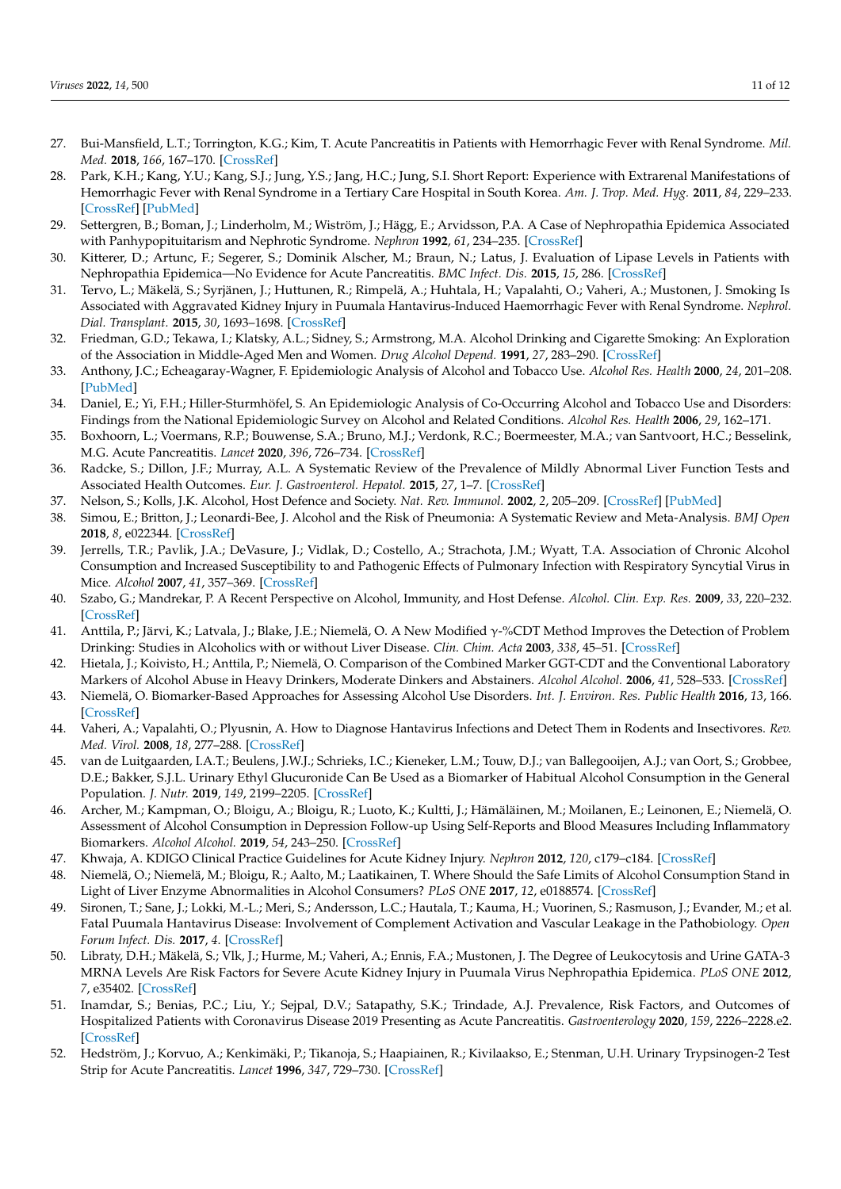27. Bui-Mansfield, L.T.; Torrington, K.G.; Kim, T. Acute Pancreatitis in Patients with Hemorrhagic Fever with Renal Syndrome. *Mil. Med.* **2018**, *166*, 167–170. [CrossRef]
28. Park, K.H.; Kang, Y.U.; Kang, S.J.; Jung, Y.S.; Jang, H.C.; Jung, S.I. Short Report: Experience with Extrarenal Manifestations of Hemorrhagic Fever with Renal Syndrome in a Tertiary Care Hospital in South Korea. *Am. J. Trop. Med. Hyg.* **2011**, *84*, 229–233. [CrossRef] [PubMed]
29. Settergren, B.; Boman, J.; Linderholm, M.; Wiström, J.; Hägg, E.; Arvidsson, P.A. A Case of Nephropathia Epidemica Associated with Panhypopituitarism and Nephrotic Syndrome. *Nephron* **1992**, *61*, 234–235. [CrossRef]
30. Kitterer, D.; Artunc, F.; Segerer, S.; Dominik Alscher, M.; Braun, N.; Latus, J. Evaluation of Lipase Levels in Patients with Nephropathia Epidemica—No Evidence for Acute Pancreatitis. *BMC Infect. Dis.* **2015**, *15*, 286. [CrossRef]
31. Tervo, L.; Mäkelä, S.; Syrjänen, J.; Huttunen, R.; Rimpelä, A.; Huhtala, H.; Vapalahti, O.; Vaheri, A.; Mustonen, J. Smoking Is Associated with Aggravated Kidney Injury in Puumala Hantavirus-Induced Haemorrhagic Fever with Renal Syndrome. *Nephrol. Dial. Transplant.* **2015**, *30*, 1693–1698. [CrossRef]
32. Friedman, G.D.; Tekawa, I.; Klatsky, A.L.; Sidney, S.; Armstrong, M.A. Alcohol Drinking and Cigarette Smoking: An Exploration of the Association in Middle-Aged Men and Women. *Drug Alcohol Depend.* **1991**, *27*, 283–290. [CrossRef]
33. Anthony, J.C.; Echeagaray-Wagner, F. Epidemiologic Analysis of Alcohol and Tobacco Use. *Alcohol Res. Health* **2000**, *24*, 201–208. [PubMed]
34. Daniel, E.; Yi, F.H.; Hiller-Sturmhöfel, S. An Epidemiologic Analysis of Co-Occurring Alcohol and Tobacco Use and Disorders: Findings from the National Epidemiologic Survey on Alcohol and Related Conditions. *Alcohol Res. Health* **2006**, *29*, 162–171.
35. Boxhoorn, L.; Voermans, R.P.; Bouwense, S.A.; Bruno, M.J.; Verdonk, R.C.; Boermeester, M.A.; van Santvoort, H.C.; Besselink, M.G. Acute Pancreatitis. *Lancet* **2020**, *396*, 726–734. [CrossRef]
36. Radcke, S.; Dillon, J.F.; Murray, A.L. A Systematic Review of the Prevalence of Mildly Abnormal Liver Function Tests and Associated Health Outcomes. *Eur. J. Gastroenterol. Hepatol.* **2015**, *27*, 1–7. [CrossRef]
37. Nelson, S.; Kolls, J.K. Alcohol, Host Defence and Society. *Nat. Rev. Immunol.* **2002**, *2*, 205–209. [CrossRef] [PubMed]
38. Simou, E.; Britton, J.; Leonardi-Bee, J. Alcohol and the Risk of Pneumonia: A Systematic Review and Meta-Analysis. *BMJ Open* **2018**, *8*, e022344. [CrossRef]
39. Jerrells, T.R.; Pavlik, J.A.; DeVasure, J.; Vidlak, D.; Costello, A.; Strachota, J.M.; Wyatt, T.A. Association of Chronic Alcohol Consumption and Increased Susceptibility to and Pathogenic Effects of Pulmonary Infection with Respiratory Syncytial Virus in Mice. *Alcohol* **2007**, *41*, 357–369. [CrossRef]
40. Szabo, G.; Mandrekar, P. A Recent Perspective on Alcohol, Immunity, and Host Defense. *Alcohol. Clin. Exp. Res.* **2009**, *33*, 220–232. [CrossRef]
41. Anttila, P.; Järvi, K.; Latvala, J.; Blake, J.E.; Niemelä, O. A New Modified γ-%CDT Method Improves the Detection of Problem Drinking: Studies in Alcoholics with or without Liver Disease. *Clin. Chim. Acta* **2003**, *338*, 45–51. [CrossRef]
42. Hietala, J.; Koivisto, H.; Anttila, P.; Niemelä, O. Comparison of the Combined Marker GGT-CDT and the Conventional Laboratory Markers of Alcohol Abuse in Heavy Drinkers, Moderate Dinkers and Abstainers. *Alcohol Alcohol.* **2006**, *41*, 528–533. [CrossRef]
43. Niemelä, O. Biomarker-Based Approaches for Assessing Alcohol Use Disorders. *Int. J. Environ. Res. Public Health* **2016**, *13*, 166. [CrossRef]
44. Vaheri, A.; Vapalahti, O.; Plyusnin, A. How to Diagnose Hantavirus Infections and Detect Them in Rodents and Insectivores. *Rev. Med. Virol.* **2008**, *18*, 277–288. [CrossRef]
45. van de Luitgaarden, I.A.T.; Beulens, J.W.J.; Schrieks, I.C.; Kieneker, L.M.; Touw, D.J.; van Ballegooijen, A.J.; van Oort, S.; Grobbee, D.E.; Bakker, S.J.L. Urinary Ethyl Glucuronide Can Be Used as a Biomarker of Habitual Alcohol Consumption in the General Population. *J. Nutr.* **2019**, *149*, 2199–2205. [CrossRef]
46. Archer, M.; Kampman, O.; Bloigu, A.; Bloigu, R.; Luoto, K.; Kultti, J.; Hämäläinen, M.; Moilanen, E.; Leinonen, E.; Niemelä, O. Assessment of Alcohol Consumption in Depression Follow-up Using Self-Reports and Blood Measures Including Inflammatory Biomarkers. *Alcohol Alcohol.* **2019**, *54*, 243–250. [CrossRef]
47. Khwaja, A. KDIGO Clinical Practice Guidelines for Acute Kidney Injury. *Nephron* **2012**, *120*, c179–c184. [CrossRef]
48. Niemelä, O.; Niemelä, M.; Bloigu, R.; Aalto, M.; Laatikainen, T. Where Should the Safe Limits of Alcohol Consumption Stand in Light of Liver Enzyme Abnormalities in Alcohol Consumers? *PLoS ONE* **2017**, *12*, e0188574. [CrossRef]
49. Sironen, T.; Sane, J.; Lokki, M.-L.; Meri, S.; Andersson, L.C.; Hautala, T.; Kauma, H.; Vuorinen, S.; Rasmuson, J.; Evander, M.; et al. Fatal Puumala Hantavirus Disease: Involvement of Complement Activation and Vascular Leakage in the Pathobiology. *Open Forum Infect. Dis.* **2017**, *4*. [CrossRef]
50. Libraty, D.H.; Mäkelä, S.; Vlk, J.; Hurme, M.; Vaheri, A.; Ennis, F.A.; Mustonen, J. The Degree of Leukocytosis and Urine GATA-3 MRNA Levels Are Risk Factors for Severe Acute Kidney Injury in Puumala Virus Nephropathia Epidemica. *PLoS ONE* **2012**, *7*, e35402. [CrossRef]
51. Inamdar, S.; Benias, P.C.; Liu, Y.; Sejpal, D.V.; Satapathy, S.K.; Trindade, A.J. Prevalence, Risk Factors, and Outcomes of Hospitalized Patients with Coronavirus Disease 2019 Presenting as Acute Pancreatitis. *Gastroenterology* **2020**, *159*, 2226–2228.e2. [CrossRef]
52. Hedström, J.; Korvuo, A.; Kenkimäki, P.; Tikanoja, S.; Haapiainen, R.; Kivilaakso, E.; Stenman, U.H. Urinary Trypsinogen-2 Test Strip for Acute Pancreatitis. *Lancet* **1996**, *347*, 729–730. [CrossRef]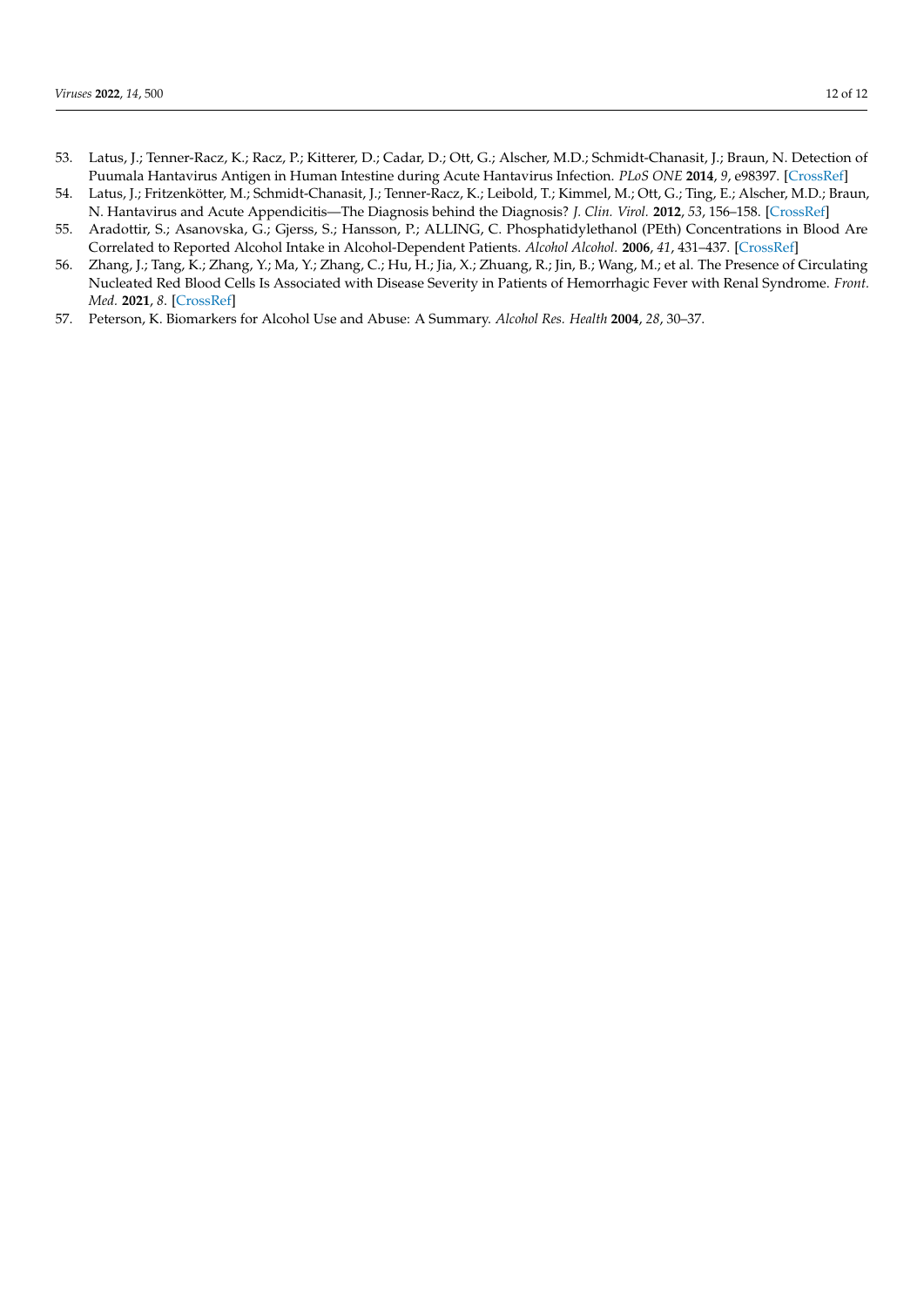53. Latus, J.; Tenner-Racz, K.; Racz, P.; Kitterer, D.; Cadar, D.; Ott, G.; Alscher, M.D.; Schmidt-Chanasit, J.; Braun, N. Detection of Puumala Hantavirus Antigen in Human Intestine during Acute Hantavirus Infection. *PLoS ONE* **2014**, *9*, e98397. [CrossRef]
54. Latus, J.; Fritzenkötter, M.; Schmidt-Chanasit, J.; Tenner-Racz, K.; Leibold, T.; Kimmel, M.; Ott, G.; Ting, E.; Alscher, M.D.; Braun, N. Hantavirus and Acute Appendicitis—The Diagnosis behind the Diagnosis? *J. Clin. Virol.* **2012**, *53*, 156–158. [CrossRef]
55. Aradottir, S.; Asanovska, G.; Gjerss, S.; Hansson, P.; ALLING, C. Phosphatidylethanol (PEth) Concentrations in Blood Are Correlated to Reported Alcohol Intake in Alcohol-Dependent Patients. *Alcohol Alcohol.* **2006**, *41*, 431–437. [CrossRef]
56. Zhang, J.; Tang, K.; Zhang, Y.; Ma, Y.; Zhang, C.; Hu, H.; Jia, X.; Zhuang, R.; Jin, B.; Wang, M.; et al. The Presence of Circulating Nucleated Red Blood Cells Is Associated with Disease Severity in Patients of Hemorrhagic Fever with Renal Syndrome. *Front. Med.* **2021**, *8*. [CrossRef]
57. Peterson, K. Biomarkers for Alcohol Use and Abuse: A Summary. *Alcohol Res. Health* **2004**, *28*, 30–37.